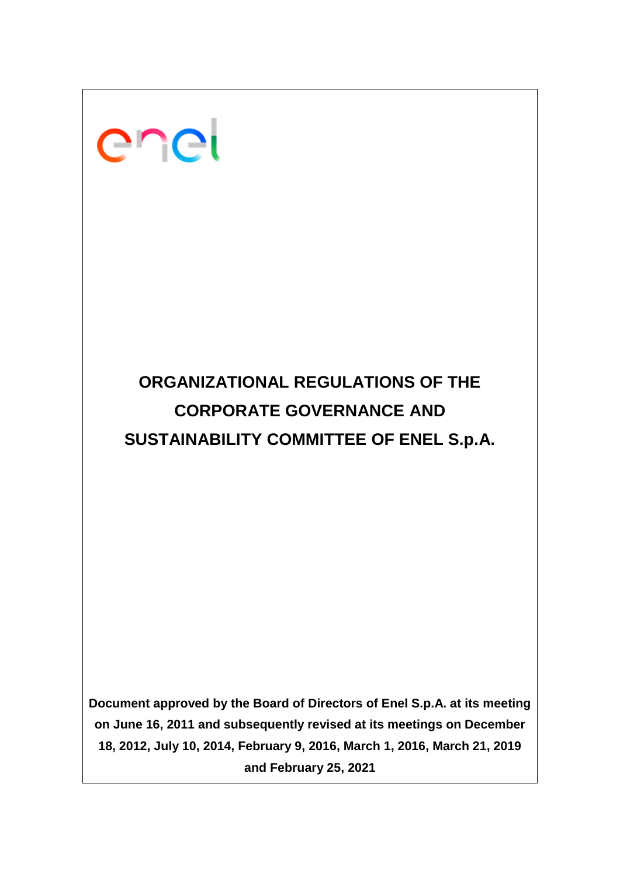# ORGANIZATIONAL REGULATIONS OF THE CORPORATE GOVERNANCE AND SUSTAINABILITY COMMITTEE OF ENEL S.p.A.

**Document approved by the Board of Directors of Enel S.p.A. at its meeting on June 16, 2011 and subsequently revised at its meetings on December 18, 2012, July 10, 2014, February 9, 2016, March 1, 2016, March 21, 2019 and February 25, 2021**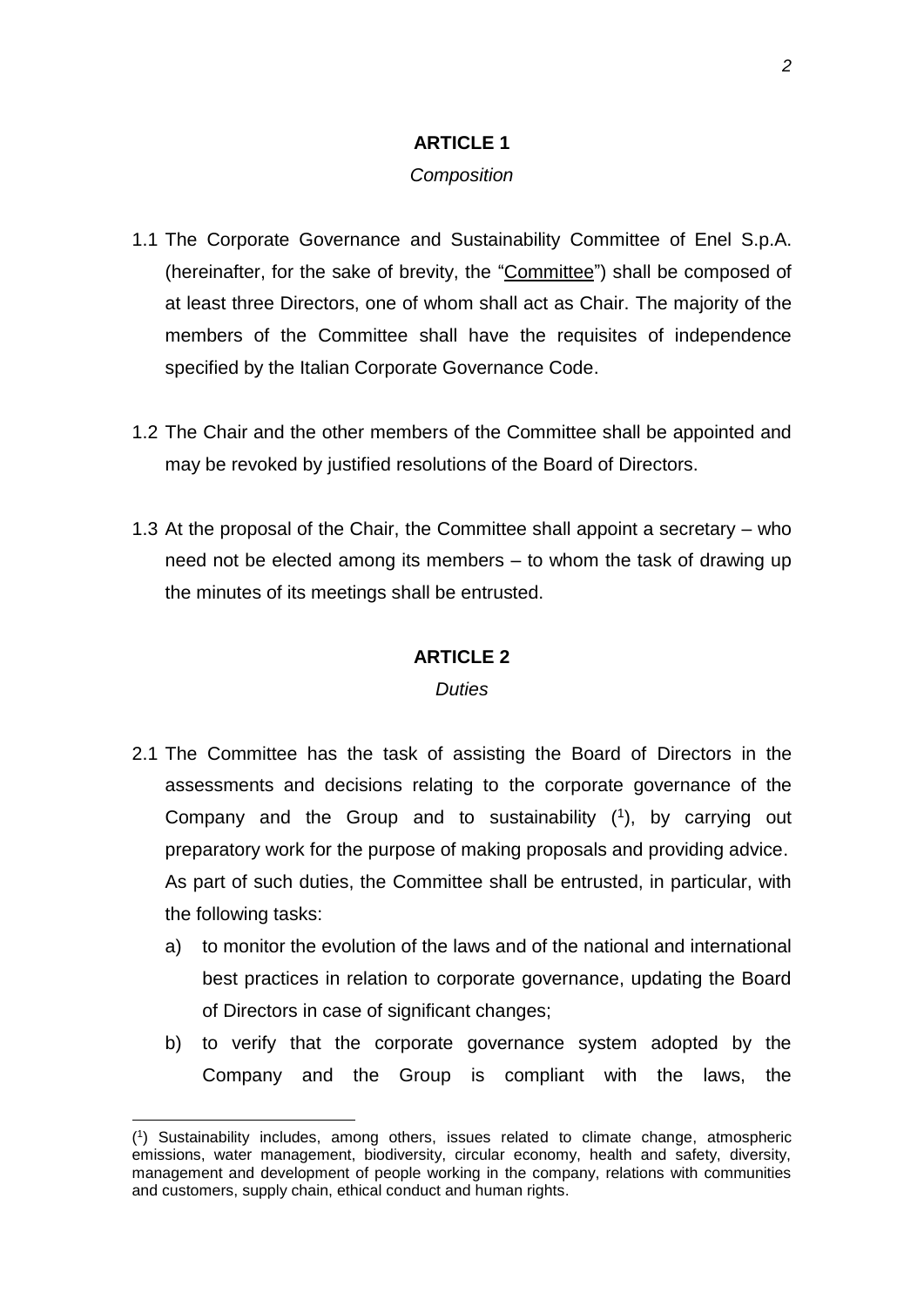## ARTICLE 1

*Composition*

1.1 The Corporate Governance and Sustainability Committee of Enel S.p.A. (hereinafter, for the sake of brevity, the "Committee") shall be composed of at least three Directors, one of whom shall act as Chair. The majority of the members of the Committee shall have the requisites of independence specified by the Italian Corporate Governance Code.

1.2 The Chair and the other members of the Committee shall be appointed and may be revoked by justified resolutions of the Board of Directors.

1.3 At the proposal of the Chair, the Committee shall appoint a secretary – who need not be elected among its members – to whom the task of drawing up the minutes of its meetings shall be entrusted.

## ARTICLE 2

*Duties*

2.1 The Committee has the task of assisting the Board of Directors in the assessments and decisions relating to the corporate governance of the Company and the Group and to sustainability ([1]), by carrying out preparatory work for the purpose of making proposals and providing advice. As part of such duties, the Committee shall be entrusted, in particular, with the following tasks:

   a) to monitor the evolution of the laws and of the national and international best practices in relation to corporate governance, updating the Board of Directors in case of significant changes;

   b) to verify that the corporate governance system adopted by the Company and the Group is compliant with the laws, the

---

([1]) Sustainability includes, among others, issues related to climate change, atmospheric emissions, water management, biodiversity, circular economy, health and safety, diversity, management and development of people working in the company, relations with communities and customers, supply chain, ethical conduct and human rights.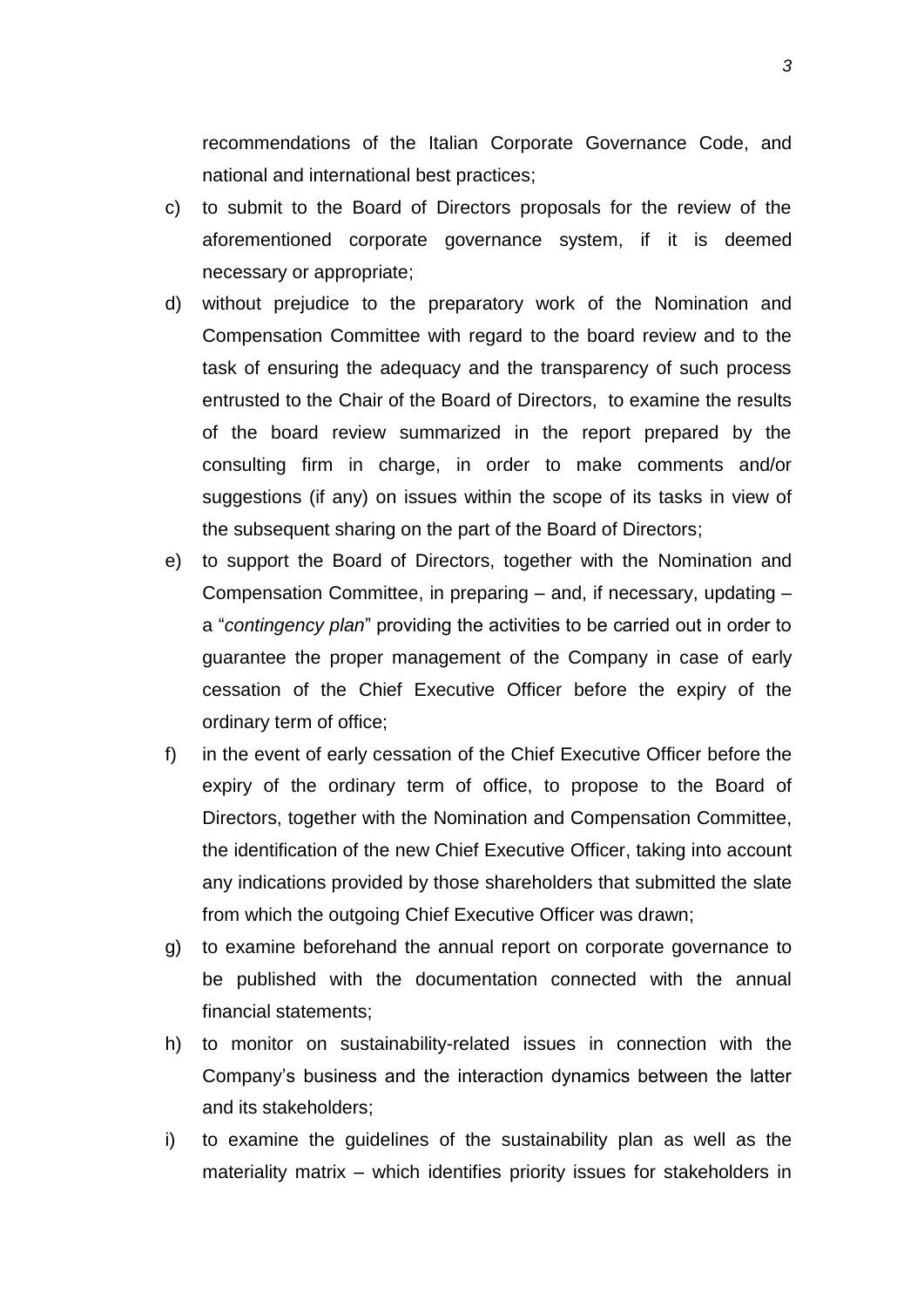recommendations of the Italian Corporate Governance Code, and national and international best practices;

c) to submit to the Board of Directors proposals for the review of the aforementioned corporate governance system, if it is deemed necessary or appropriate;

d) without prejudice to the preparatory work of the Nomination and Compensation Committee with regard to the board review and to the task of ensuring the adequacy and the transparency of such process entrusted to the Chair of the Board of Directors, to examine the results of the board review summarized in the report prepared by the consulting firm in charge, in order to make comments and/or suggestions (if any) on issues within the scope of its tasks in view of the subsequent sharing on the part of the Board of Directors;

e) to support the Board of Directors, together with the Nomination and Compensation Committee, in preparing – and, if necessary, updating – a "*contingency plan*" providing the activities to be carried out in order to guarantee the proper management of the Company in case of early cessation of the Chief Executive Officer before the expiry of the ordinary term of office;

f) in the event of early cessation of the Chief Executive Officer before the expiry of the ordinary term of office, to propose to the Board of Directors, together with the Nomination and Compensation Committee, the identification of the new Chief Executive Officer, taking into account any indications provided by those shareholders that submitted the slate from which the outgoing Chief Executive Officer was drawn;

g) to examine beforehand the annual report on corporate governance to be published with the documentation connected with the annual financial statements;

h) to monitor on sustainability-related issues in connection with the Company's business and the interaction dynamics between the latter and its stakeholders;

i) to examine the guidelines of the sustainability plan as well as the materiality matrix – which identifies priority issues for stakeholders in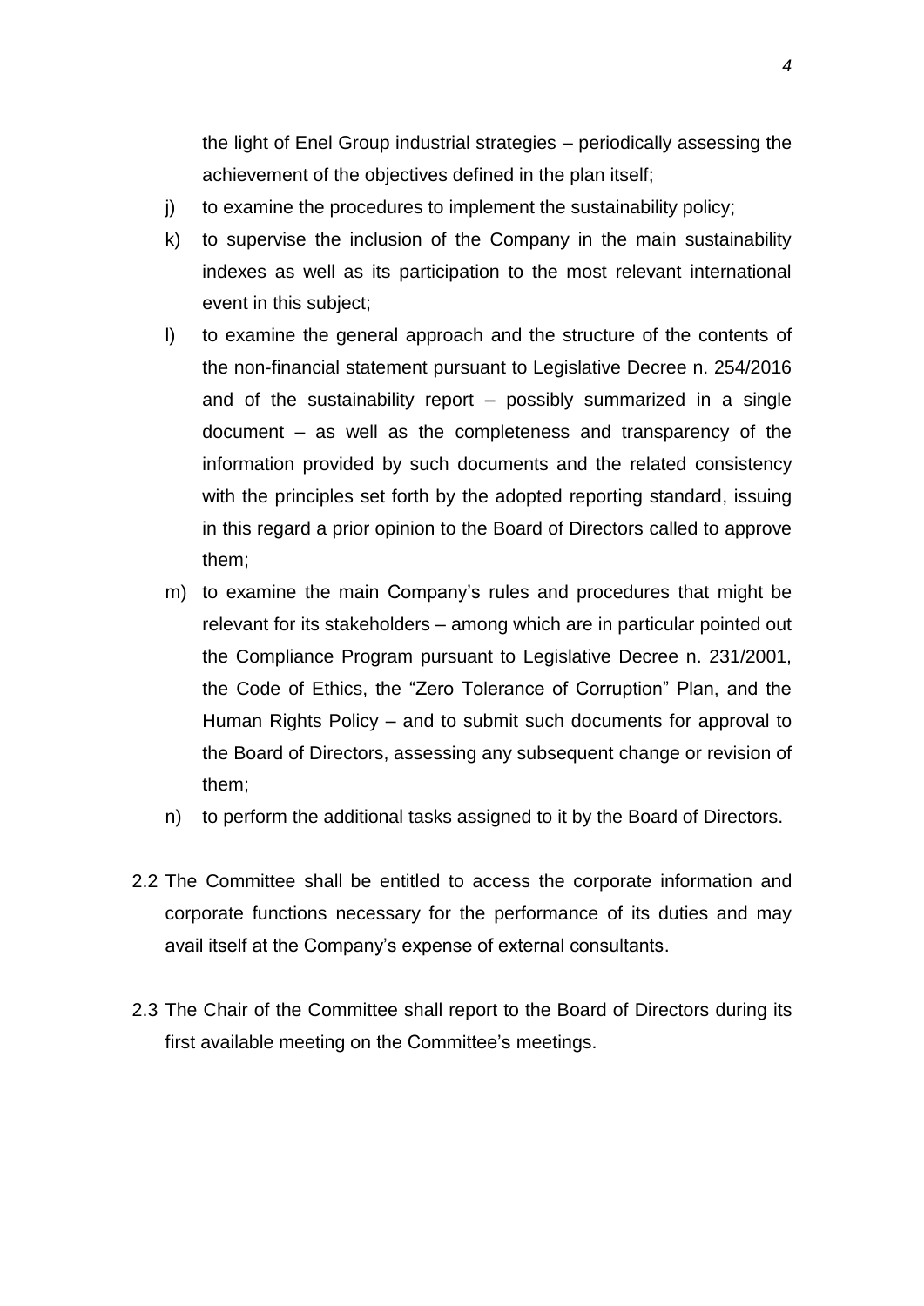the light of Enel Group industrial strategies – periodically assessing the achievement of the objectives defined in the plan itself;

j) to examine the procedures to implement the sustainability policy;

k) to supervise the inclusion of the Company in the main sustainability indexes as well as its participation to the most relevant international event in this subject;

l) to examine the general approach and the structure of the contents of the non-financial statement pursuant to Legislative Decree n. 254/2016 and of the sustainability report – possibly summarized in a single document – as well as the completeness and transparency of the information provided by such documents and the related consistency with the principles set forth by the adopted reporting standard, issuing in this regard a prior opinion to the Board of Directors called to approve them;

m) to examine the main Company's rules and procedures that might be relevant for its stakeholders – among which are in particular pointed out the Compliance Program pursuant to Legislative Decree n. 231/2001, the Code of Ethics, the "Zero Tolerance of Corruption" Plan, and the Human Rights Policy – and to submit such documents for approval to the Board of Directors, assessing any subsequent change or revision of them;

n) to perform the additional tasks assigned to it by the Board of Directors.

2.2 The Committee shall be entitled to access the corporate information and corporate functions necessary for the performance of its duties and may avail itself at the Company's expense of external consultants.

2.3 The Chair of the Committee shall report to the Board of Directors during its first available meeting on the Committee's meetings.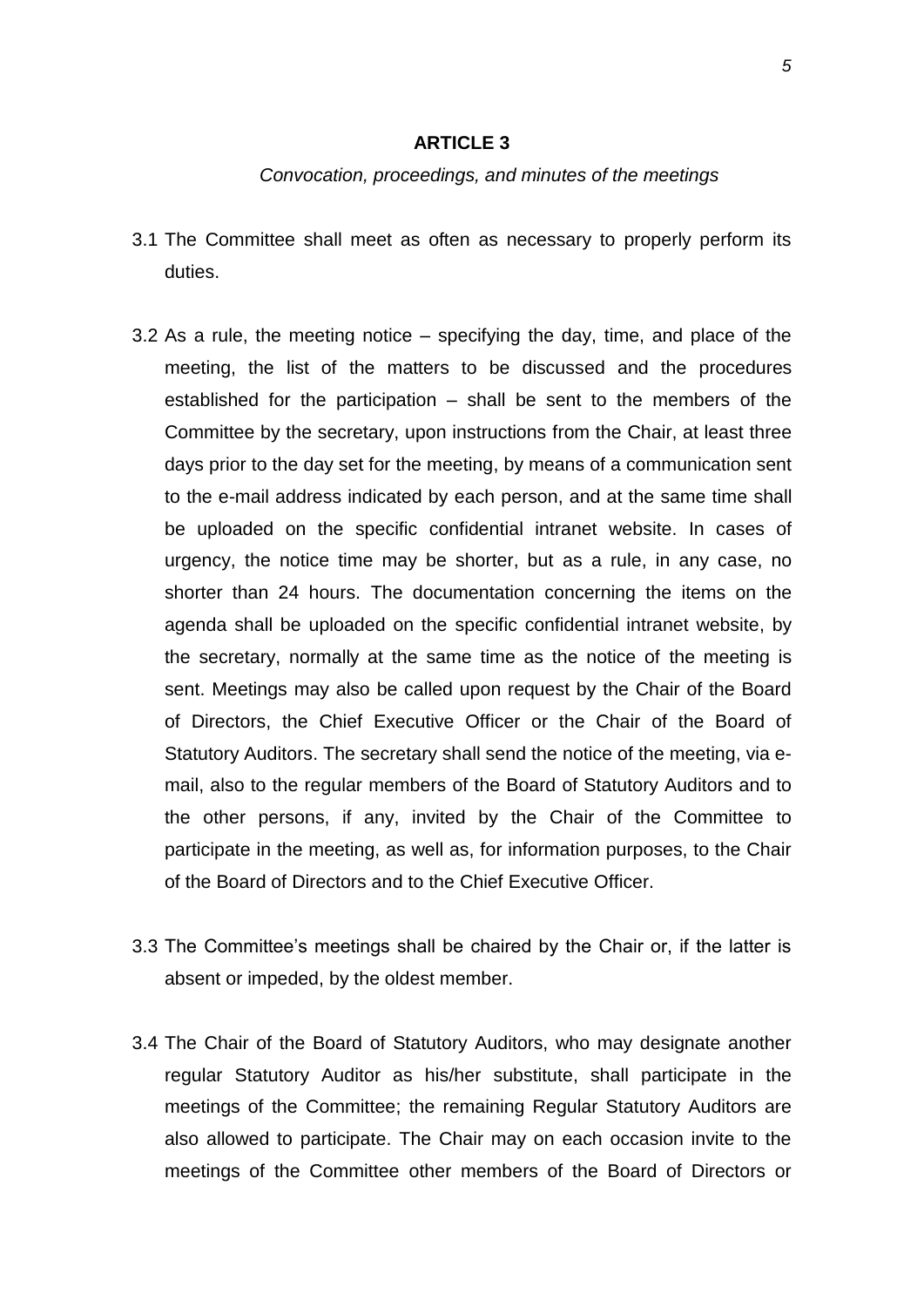**ARTICLE 3**

*Convocation, proceedings, and minutes of the meetings*

3.1 The Committee shall meet as often as necessary to properly perform its duties.

3.2 As a rule, the meeting notice – specifying the day, time, and place of the meeting, the list of the matters to be discussed and the procedures established for the participation – shall be sent to the members of the Committee by the secretary, upon instructions from the Chair, at least three days prior to the day set for the meeting, by means of a communication sent to the e-mail address indicated by each person, and at the same time shall be uploaded on the specific confidential intranet website. In cases of urgency, the notice time may be shorter, but as a rule, in any case, no shorter than 24 hours. The documentation concerning the items on the agenda shall be uploaded on the specific confidential intranet website, by the secretary, normally at the same time as the notice of the meeting is sent. Meetings may also be called upon request by the Chair of the Board of Directors, the Chief Executive Officer or the Chair of the Board of Statutory Auditors. The secretary shall send the notice of the meeting, via e-mail, also to the regular members of the Board of Statutory Auditors and to the other persons, if any, invited by the Chair of the Committee to participate in the meeting, as well as, for information purposes, to the Chair of the Board of Directors and to the Chief Executive Officer.

3.3 The Committee's meetings shall be chaired by the Chair or, if the latter is absent or impeded, by the oldest member.

3.4 The Chair of the Board of Statutory Auditors, who may designate another regular Statutory Auditor as his/her substitute, shall participate in the meetings of the Committee; the remaining Regular Statutory Auditors are also allowed to participate. The Chair may on each occasion invite to the meetings of the Committee other members of the Board of Directors or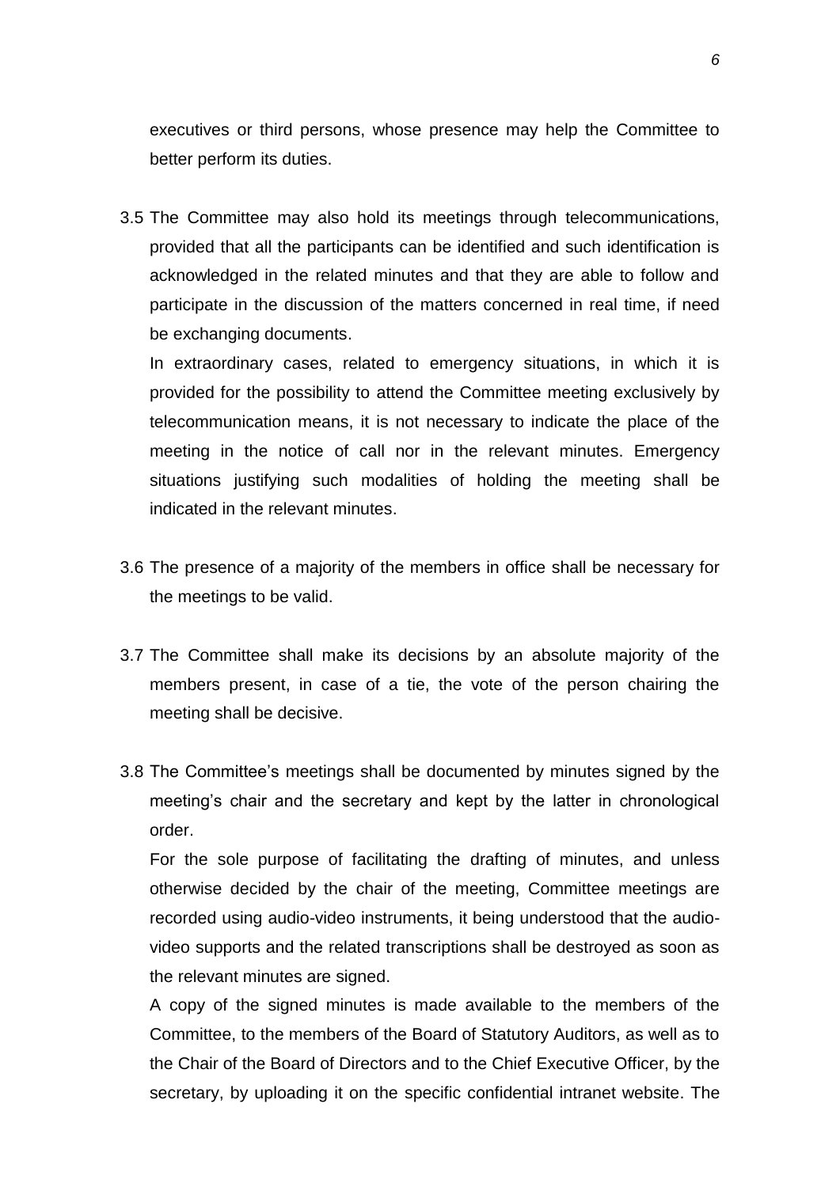executives or third persons, whose presence may help the Committee to better perform its duties.

3.5 The Committee may also hold its meetings through telecommunications, provided that all the participants can be identified and such identification is acknowledged in the related minutes and that they are able to follow and participate in the discussion of the matters concerned in real time, if need be exchanging documents.

In extraordinary cases, related to emergency situations, in which it is provided for the possibility to attend the Committee meeting exclusively by telecommunication means, it is not necessary to indicate the place of the meeting in the notice of call nor in the relevant minutes. Emergency situations justifying such modalities of holding the meeting shall be indicated in the relevant minutes.

3.6 The presence of a majority of the members in office shall be necessary for the meetings to be valid.

3.7 The Committee shall make its decisions by an absolute majority of the members present, in case of a tie, the vote of the person chairing the meeting shall be decisive.

3.8 The Committee's meetings shall be documented by minutes signed by the meeting's chair and the secretary and kept by the latter in chronological order.

For the sole purpose of facilitating the drafting of minutes, and unless otherwise decided by the chair of the meeting, Committee meetings are recorded using audio-video instruments, it being understood that the audio-video supports and the related transcriptions shall be destroyed as soon as the relevant minutes are signed.

A copy of the signed minutes is made available to the members of the Committee, to the members of the Board of Statutory Auditors, as well as to the Chair of the Board of Directors and to the Chief Executive Officer, by the secretary, by uploading it on the specific confidential intranet website. The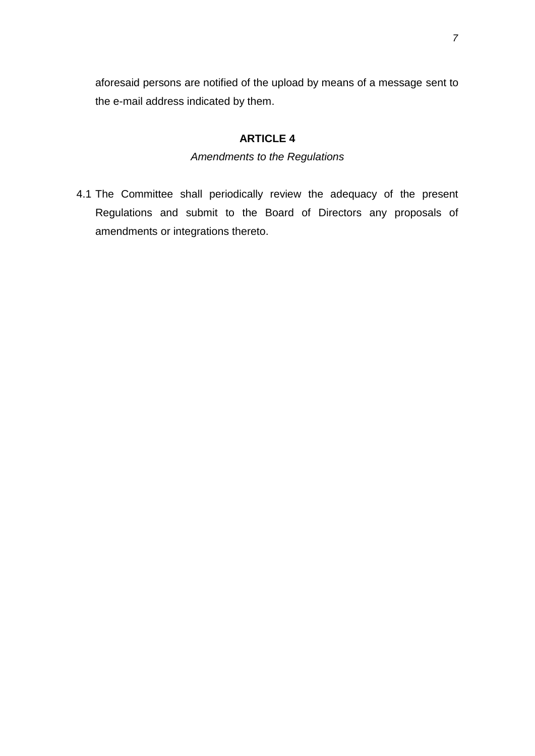aforesaid persons are notified of the upload by means of a message sent to the e-mail address indicated by them.

## ARTICLE 4

*Amendments to the Regulations*

4.1 The Committee shall periodically review the adequacy of the present Regulations and submit to the Board of Directors any proposals of amendments or integrations thereto.